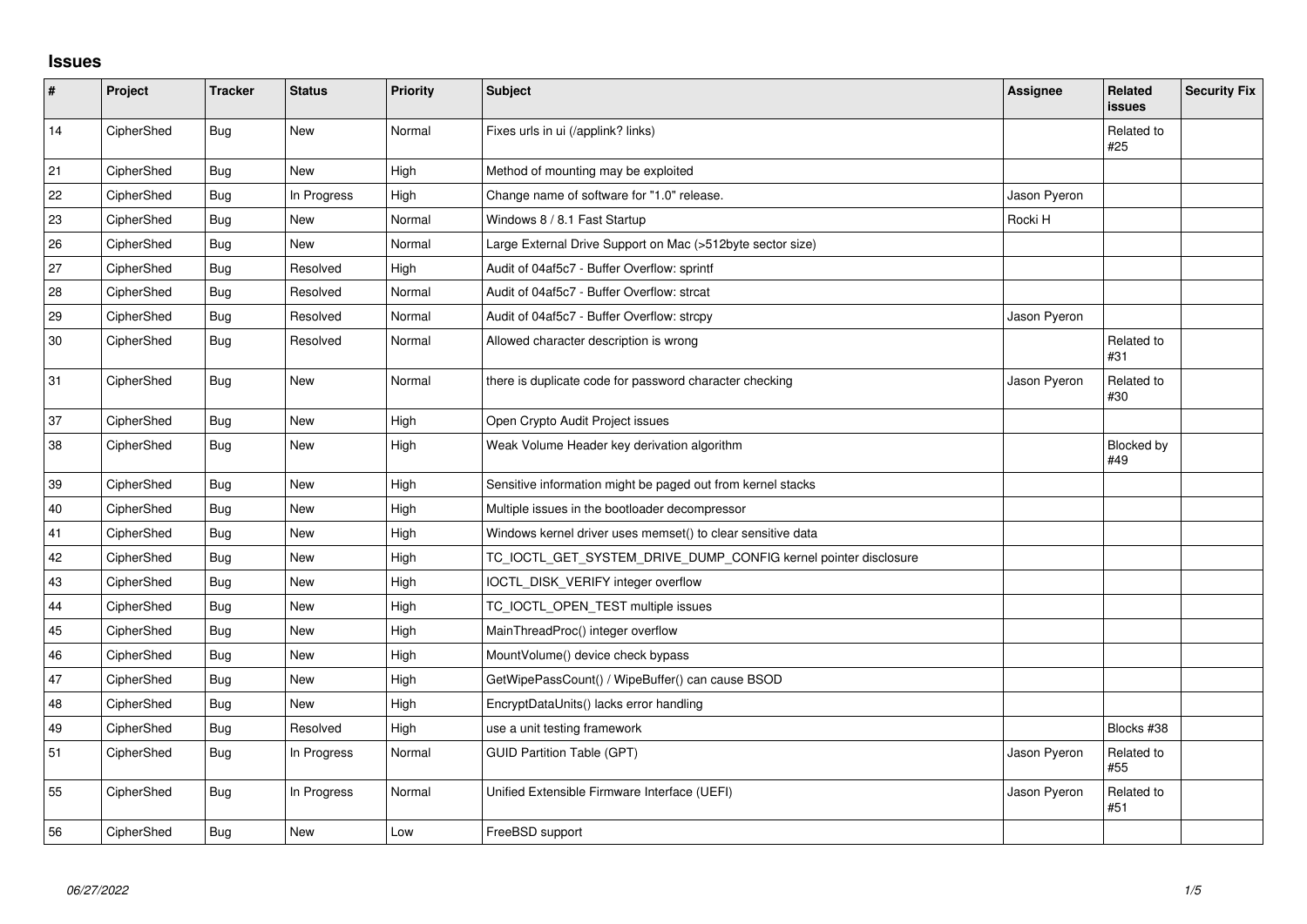## Issues

| # | Project | Tracker | Status | Priority | Subject | Assignee | Related issues | Security Fix |
|---|---|---|---|---|---|---|---|---|
| 14 | CipherShed | Bug | New | Normal | Fixes urls in ui (/applink? links) | | Related to #25 | |
| 21 | CipherShed | Bug | New | High | Method of mounting may be exploited | | | |
| 22 | CipherShed | Bug | In Progress | High | Change name of software for "1.0" release. | Jason Pyeron | | |
| 23 | CipherShed | Bug | New | Normal | Windows 8 / 8.1 Fast Startup | Rocki H | | |
| 26 | CipherShed | Bug | New | Normal | Large External Drive Support on Mac (>512byte sector size) | | | |
| 27 | CipherShed | Bug | Resolved | High | Audit of 04af5c7 - Buffer Overflow: sprintf | | | |
| 28 | CipherShed | Bug | Resolved | Normal | Audit of 04af5c7 - Buffer Overflow: strcat | | | |
| 29 | CipherShed | Bug | Resolved | Normal | Audit of 04af5c7 - Buffer Overflow: strcpy | Jason Pyeron | | |
| 30 | CipherShed | Bug | Resolved | Normal | Allowed character description is wrong | | Related to #31 | |
| 31 | CipherShed | Bug | New | Normal | there is duplicate code for password character checking | Jason Pyeron | Related to #30 | |
| 37 | CipherShed | Bug | New | High | Open Crypto Audit Project issues | | | |
| 38 | CipherShed | Bug | New | High | Weak Volume Header key derivation algorithm | | Blocked by #49 | |
| 39 | CipherShed | Bug | New | High | Sensitive information might be paged out from kernel stacks | | | |
| 40 | CipherShed | Bug | New | High | Multiple issues in the bootloader decompressor | | | |
| 41 | CipherShed | Bug | New | High | Windows kernel driver uses memset() to clear sensitive data | | | |
| 42 | CipherShed | Bug | New | High | TC_IOCTL_GET_SYSTEM_DRIVE_DUMP_CONFIG kernel pointer disclosure | | | |
| 43 | CipherShed | Bug | New | High | IOCTL_DISK_VERIFY integer overflow | | | |
| 44 | CipherShed | Bug | New | High | TC_IOCTL_OPEN_TEST multiple issues | | | |
| 45 | CipherShed | Bug | New | High | MainThreadProc() integer overflow | | | |
| 46 | CipherShed | Bug | New | High | MountVolume() device check bypass | | | |
| 47 | CipherShed | Bug | New | High | GetWipePassCount() / WipeBuffer() can cause BSOD | | | |
| 48 | CipherShed | Bug | New | High | EncryptDataUnits() lacks error handling | | | |
| 49 | CipherShed | Bug | Resolved | High | use a unit testing framework | | Blocks #38 | |
| 51 | CipherShed | Bug | In Progress | Normal | GUID Partition Table (GPT) | Jason Pyeron | Related to #55 | |
| 55 | CipherShed | Bug | In Progress | Normal | Unified Extensible Firmware Interface (UEFI) | Jason Pyeron | Related to #51 | |
| 56 | CipherShed | Bug | New | Low | FreeBSD support | | | |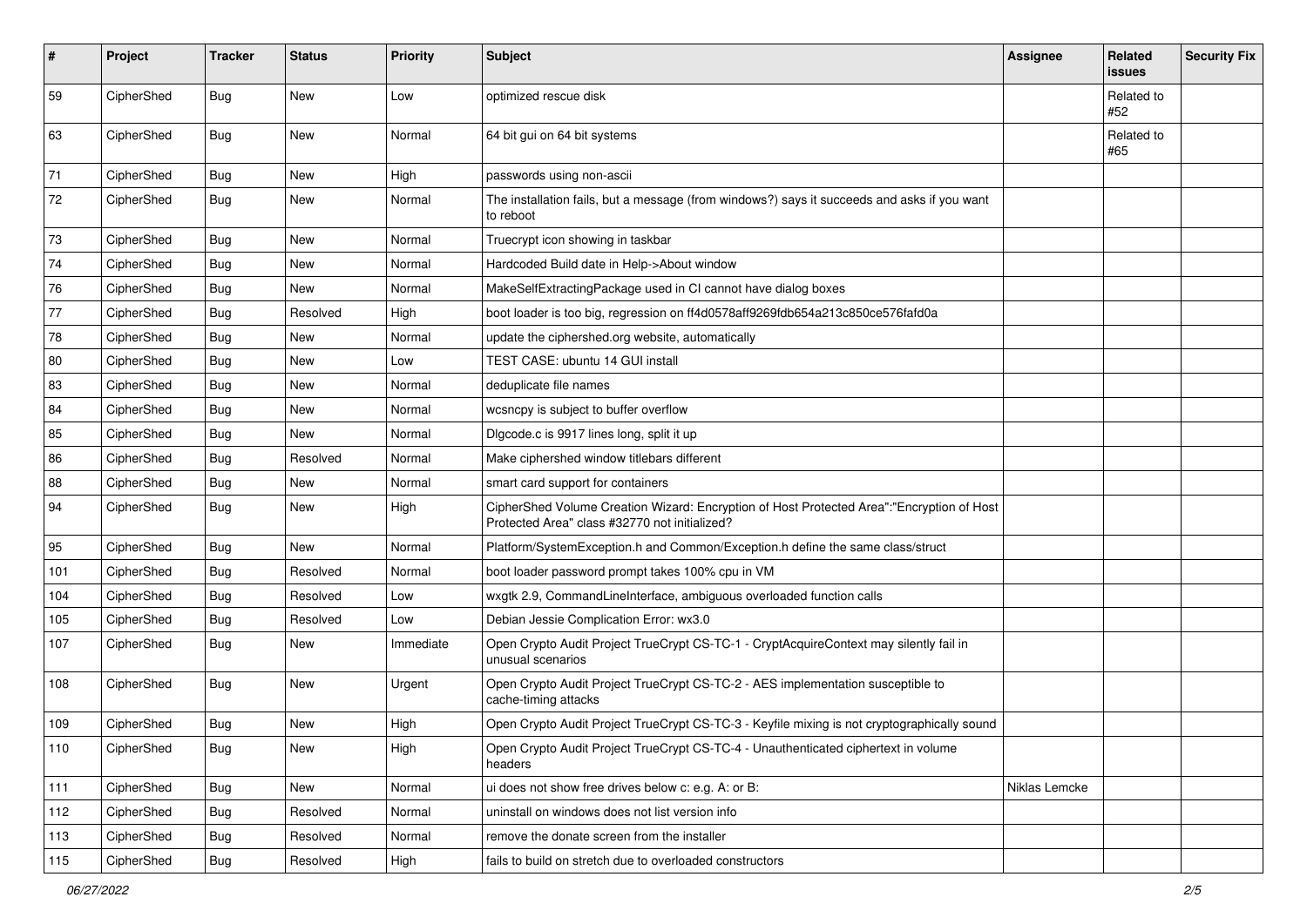| # | Project | Tracker | Status | Priority | Subject | Assignee | Related issues | Security Fix |
|---|---|---|---|---|---|---|---|---|
| 59 | CipherShed | Bug | New | Low | optimized rescue disk | | Related to #52 | |
| 63 | CipherShed | Bug | New | Normal | 64 bit gui on 64 bit systems | | Related to #65 | |
| 71 | CipherShed | Bug | New | High | passwords using non-ascii | | | |
| 72 | CipherShed | Bug | New | Normal | The installation fails, but a message (from windows?) says it succeeds and asks if you want to reboot | | | |
| 73 | CipherShed | Bug | New | Normal | Truecrypt icon showing in taskbar | | | |
| 74 | CipherShed | Bug | New | Normal | Hardcoded Build date in Help->About window | | | |
| 76 | CipherShed | Bug | New | Normal | MakeSelfExtractingPackage used in CI cannot have dialog boxes | | | |
| 77 | CipherShed | Bug | Resolved | High | boot loader is too big, regression on ff4d0578aff9269fdb654a213c850ce576fafd0a | | | |
| 78 | CipherShed | Bug | New | Normal | update the ciphershed.org website, automatically | | | |
| 80 | CipherShed | Bug | New | Low | TEST CASE: ubuntu 14 GUI install | | | |
| 83 | CipherShed | Bug | New | Normal | deduplicate file names | | | |
| 84 | CipherShed | Bug | New | Normal | wcsncpy is subject to buffer overflow | | | |
| 85 | CipherShed | Bug | New | Normal | Dlgcode.c is 9917 lines long, split it up | | | |
| 86 | CipherShed | Bug | Resolved | Normal | Make ciphershed window titlebars different | | | |
| 88 | CipherShed | Bug | New | Normal | smart card support for containers | | | |
| 94 | CipherShed | Bug | New | High | CipherShed Volume Creation Wizard: Encryption of Host Protected Area":"Encryption of Host Protected Area" class #32770 not initialized? | | | |
| 95 | CipherShed | Bug | New | Normal | Platform/SystemException.h and Common/Exception.h define the same class/struct | | | |
| 101 | CipherShed | Bug | Resolved | Normal | boot loader password prompt takes 100% cpu in VM | | | |
| 104 | CipherShed | Bug | Resolved | Low | wxgtk 2.9, CommandLineInterface, ambiguous overloaded function calls | | | |
| 105 | CipherShed | Bug | Resolved | Low | Debian Jessie Complication Error: wx3.0 | | | |
| 107 | CipherShed | Bug | New | Immediate | Open Crypto Audit Project TrueCrypt CS-TC-1 - CryptAcquireContext may silently fail in unusual scenarios | | | |
| 108 | CipherShed | Bug | New | Urgent | Open Crypto Audit Project TrueCrypt CS-TC-2 - AES implementation susceptible to cache-timing attacks | | | |
| 109 | CipherShed | Bug | New | High | Open Crypto Audit Project TrueCrypt CS-TC-3 - Keyfile mixing is not cryptographically sound | | | |
| 110 | CipherShed | Bug | New | High | Open Crypto Audit Project TrueCrypt CS-TC-4 - Unauthenticated ciphertext in volume headers | | | |
| 111 | CipherShed | Bug | New | Normal | ui does not show free drives below c: e.g. A: or B: | Niklas Lemcke | | |
| 112 | CipherShed | Bug | Resolved | Normal | uninstall on windows does not list version info | | | |
| 113 | CipherShed | Bug | Resolved | Normal | remove the donate screen from the installer | | | |
| 115 | CipherShed | Bug | Resolved | High | fails to build on stretch due to overloaded constructors | | | |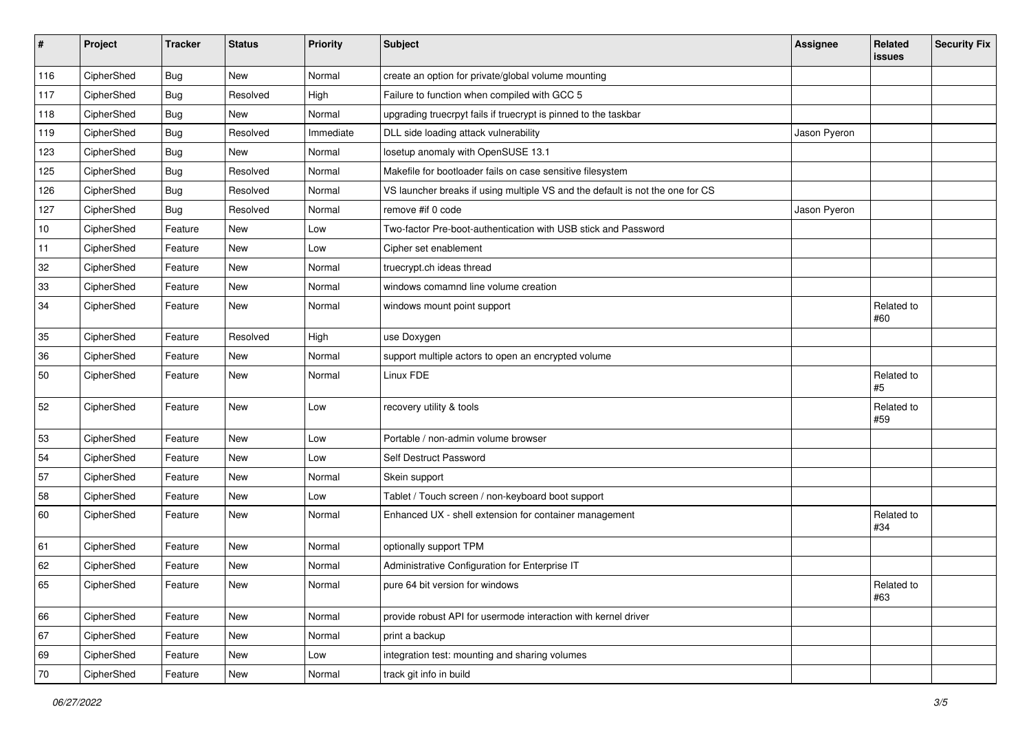| # | Project | Tracker | Status | Priority | Subject | Assignee | Related issues | Security Fix |
|---|---|---|---|---|---|---|---|---|
| 116 | CipherShed | Bug | New | Normal | create an option for private/global volume mounting | | | |
| 117 | CipherShed | Bug | Resolved | High | Failure to function when compiled with GCC 5 | | | |
| 118 | CipherShed | Bug | New | Normal | upgrading truecrpyt fails if truecrypt is pinned to the taskbar | | | |
| 119 | CipherShed | Bug | Resolved | Immediate | DLL side loading attack vulnerability | Jason Pyeron | | |
| 123 | CipherShed | Bug | New | Normal | losetup anomaly with OpenSUSE 13.1 | | | |
| 125 | CipherShed | Bug | Resolved | Normal | Makefile for bootloader fails on case sensitive filesystem | | | |
| 126 | CipherShed | Bug | Resolved | Normal | VS launcher breaks if using multiple VS and the default is not the one for CS | | | |
| 127 | CipherShed | Bug | Resolved | Normal | remove #if 0 code | Jason Pyeron | | |
| 10 | CipherShed | Feature | New | Low | Two-factor Pre-boot-authentication with USB stick and Password | | | |
| 11 | CipherShed | Feature | New | Low | Cipher set enablement | | | |
| 32 | CipherShed | Feature | New | Normal | truecrypt.ch ideas thread | | | |
| 33 | CipherShed | Feature | New | Normal | windows comamnd line volume creation | | | |
| 34 | CipherShed | Feature | New | Normal | windows mount point support | | Related to #60 | |
| 35 | CipherShed | Feature | Resolved | High | use Doxygen | | | |
| 36 | CipherShed | Feature | New | Normal | support multiple actors to open an encrypted volume | | | |
| 50 | CipherShed | Feature | New | Normal | Linux FDE | | Related to #5 | |
| 52 | CipherShed | Feature | New | Low | recovery utility & tools | | Related to #59 | |
| 53 | CipherShed | Feature | New | Low | Portable / non-admin volume browser | | | |
| 54 | CipherShed | Feature | New | Low | Self Destruct Password | | | |
| 57 | CipherShed | Feature | New | Normal | Skein support | | | |
| 58 | CipherShed | Feature | New | Low | Tablet / Touch screen / non-keyboard boot support | | | |
| 60 | CipherShed | Feature | New | Normal | Enhanced UX - shell extension for container management | | Related to #34 | |
| 61 | CipherShed | Feature | New | Normal | optionally support TPM | | | |
| 62 | CipherShed | Feature | New | Normal | Administrative Configuration for Enterprise IT | | | |
| 65 | CipherShed | Feature | New | Normal | pure 64 bit version for windows | | Related to #63 | |
| 66 | CipherShed | Feature | New | Normal | provide robust API for usermode interaction with kernel driver | | | |
| 67 | CipherShed | Feature | New | Normal | print a backup | | | |
| 69 | CipherShed | Feature | New | Low | integration test: mounting and sharing volumes | | | |
| 70 | CipherShed | Feature | New | Normal | track git info in build | | | |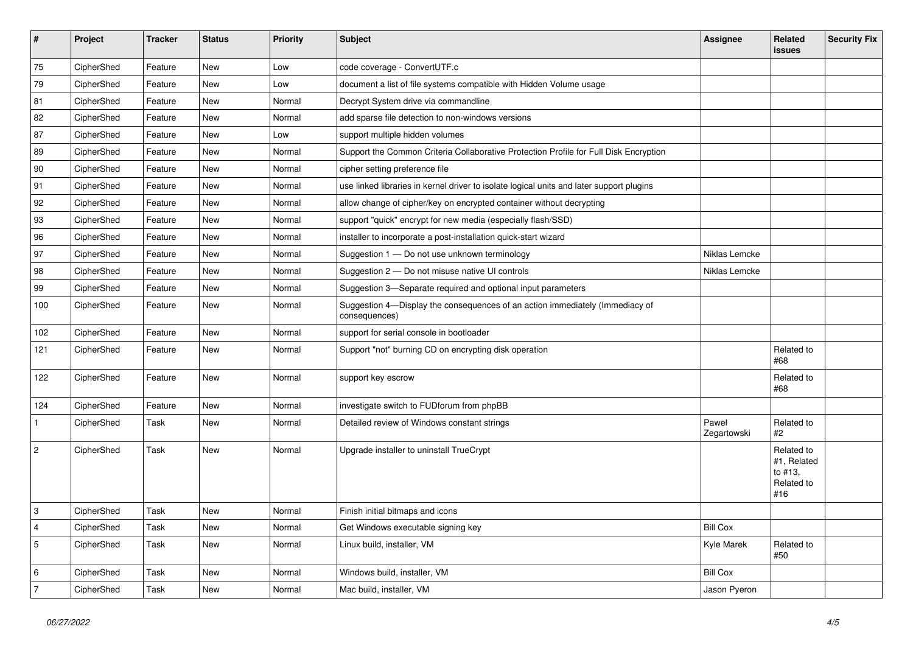| # | Project | Tracker | Status | Priority | Subject | Assignee | Related issues | Security Fix |
|---|---|---|---|---|---|---|---|---|
| 75 | CipherShed | Feature | New | Low | code coverage - ConvertUTF.c | | | |
| 79 | CipherShed | Feature | New | Low | document a list of file systems compatible with Hidden Volume usage | | | |
| 81 | CipherShed | Feature | New | Normal | Decrypt System drive via commandline | | | |
| 82 | CipherShed | Feature | New | Normal | add sparse file detection to non-windows versions | | | |
| 87 | CipherShed | Feature | New | Low | support multiple hidden volumes | | | |
| 89 | CipherShed | Feature | New | Normal | Support the Common Criteria Collaborative Protection Profile for Full Disk Encryption | | | |
| 90 | CipherShed | Feature | New | Normal | cipher setting preference file | | | |
| 91 | CipherShed | Feature | New | Normal | use linked libraries in kernel driver to isolate logical units and later support plugins | | | |
| 92 | CipherShed | Feature | New | Normal | allow change of cipher/key on encrypted container without decrypting | | | |
| 93 | CipherShed | Feature | New | Normal | support "quick" encrypt for new media (especially flash/SSD) | | | |
| 96 | CipherShed | Feature | New | Normal | installer to incorporate a post-installation quick-start wizard | | | |
| 97 | CipherShed | Feature | New | Normal | Suggestion 1 — Do not use unknown terminology | Niklas Lemcke | | |
| 98 | CipherShed | Feature | New | Normal | Suggestion 2 — Do not misuse native UI controls | Niklas Lemcke | | |
| 99 | CipherShed | Feature | New | Normal | Suggestion 3—Separate required and optional input parameters | | | |
| 100 | CipherShed | Feature | New | Normal | Suggestion 4—Display the consequences of an action immediately (Immediacy of consequences) | | | |
| 102 | CipherShed | Feature | New | Normal | support for serial console in bootloader | | | |
| 121 | CipherShed | Feature | New | Normal | Support "not" burning CD on encrypting disk operation | | Related to #68 | |
| 122 | CipherShed | Feature | New | Normal | support key escrow | | Related to #68 | |
| 124 | CipherShed | Feature | New | Normal | investigate switch to FUDforum from phpBB | | | |
| 1 | CipherShed | Task | New | Normal | Detailed review of Windows constant strings | Paweł Zegartowski | Related to #2 | |
| 2 | CipherShed | Task | New | Normal | Upgrade installer to uninstall TrueCrypt | | Related to #1, Related to #13, Related to #16 | |
| 3 | CipherShed | Task | New | Normal | Finish initial bitmaps and icons | | | |
| 4 | CipherShed | Task | New | Normal | Get Windows executable signing key | Bill Cox | | |
| 5 | CipherShed | Task | New | Normal | Linux build, installer, VM | Kyle Marek | Related to #50 | |
| 6 | CipherShed | Task | New | Normal | Windows build, installer, VM | Bill Cox | | |
| 7 | CipherShed | Task | New | Normal | Mac build, installer, VM | Jason Pyeron | | |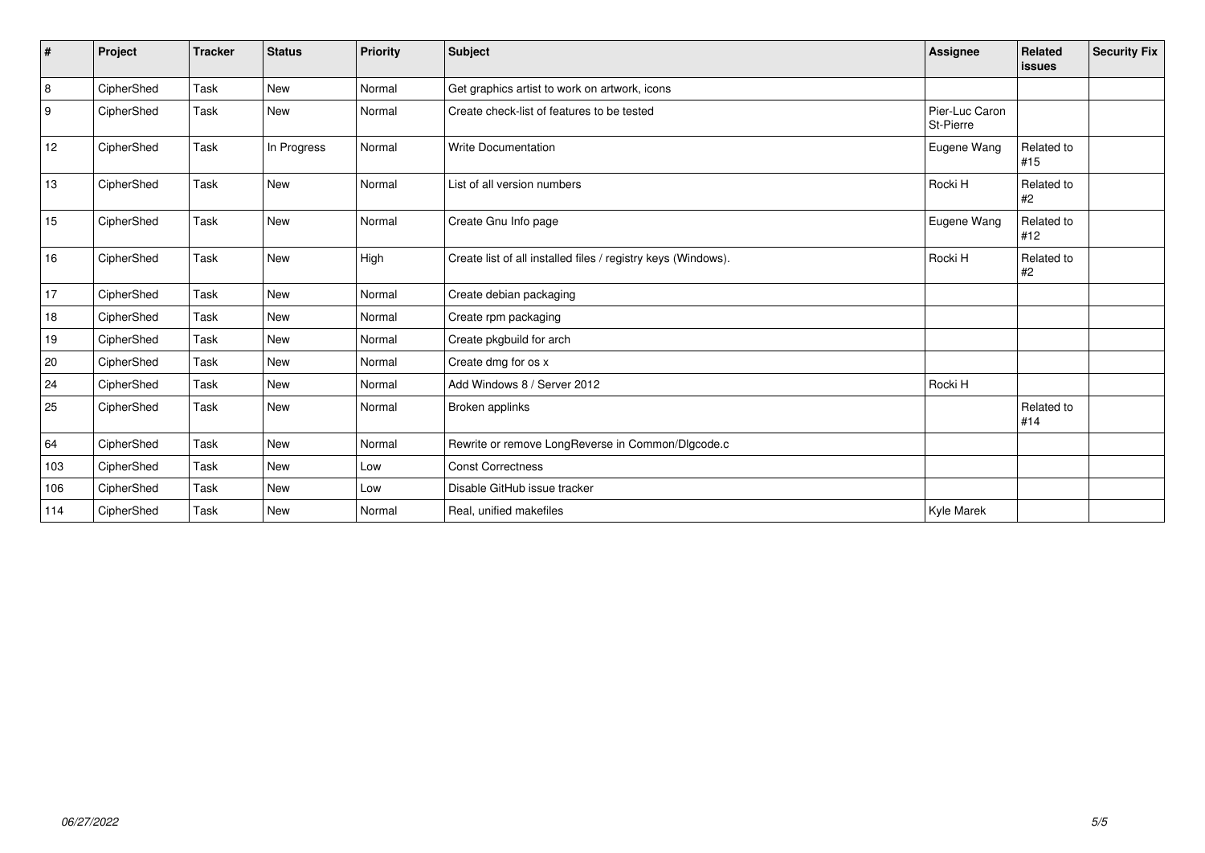| # | Project | Tracker | Status | Priority | Subject | Assignee | Related issues | Security Fix |
|---|---|---|---|---|---|---|---|---|
| 8 | CipherShed | Task | New | Normal | Get graphics artist to work on artwork, icons | | | |
| 9 | CipherShed | Task | New | Normal | Create check-list of features to be tested | Pier-Luc Caron St-Pierre | | |
| 12 | CipherShed | Task | In Progress | Normal | Write Documentation | Eugene Wang | Related to #15 | |
| 13 | CipherShed | Task | New | Normal | List of all version numbers | Rocki H | Related to #2 | |
| 15 | CipherShed | Task | New | Normal | Create Gnu Info page | Eugene Wang | Related to #12 | |
| 16 | CipherShed | Task | New | High | Create list of all installed files / registry keys (Windows). | Rocki H | Related to #2 | |
| 17 | CipherShed | Task | New | Normal | Create debian packaging | | | |
| 18 | CipherShed | Task | New | Normal | Create rpm packaging | | | |
| 19 | CipherShed | Task | New | Normal | Create pkgbuild for arch | | | |
| 20 | CipherShed | Task | New | Normal | Create dmg for os x | | | |
| 24 | CipherShed | Task | New | Normal | Add Windows 8 / Server 2012 | Rocki H | | |
| 25 | CipherShed | Task | New | Normal | Broken applinks | | Related to #14 | |
| 64 | CipherShed | Task | New | Normal | Rewrite or remove LongReverse in Common/Dlgcode.c | | | |
| 103 | CipherShed | Task | New | Low | Const Correctness | | | |
| 106 | CipherShed | Task | New | Low | Disable GitHub issue tracker | | | |
| 114 | CipherShed | Task | New | Normal | Real, unified makefiles | Kyle Marek | | |